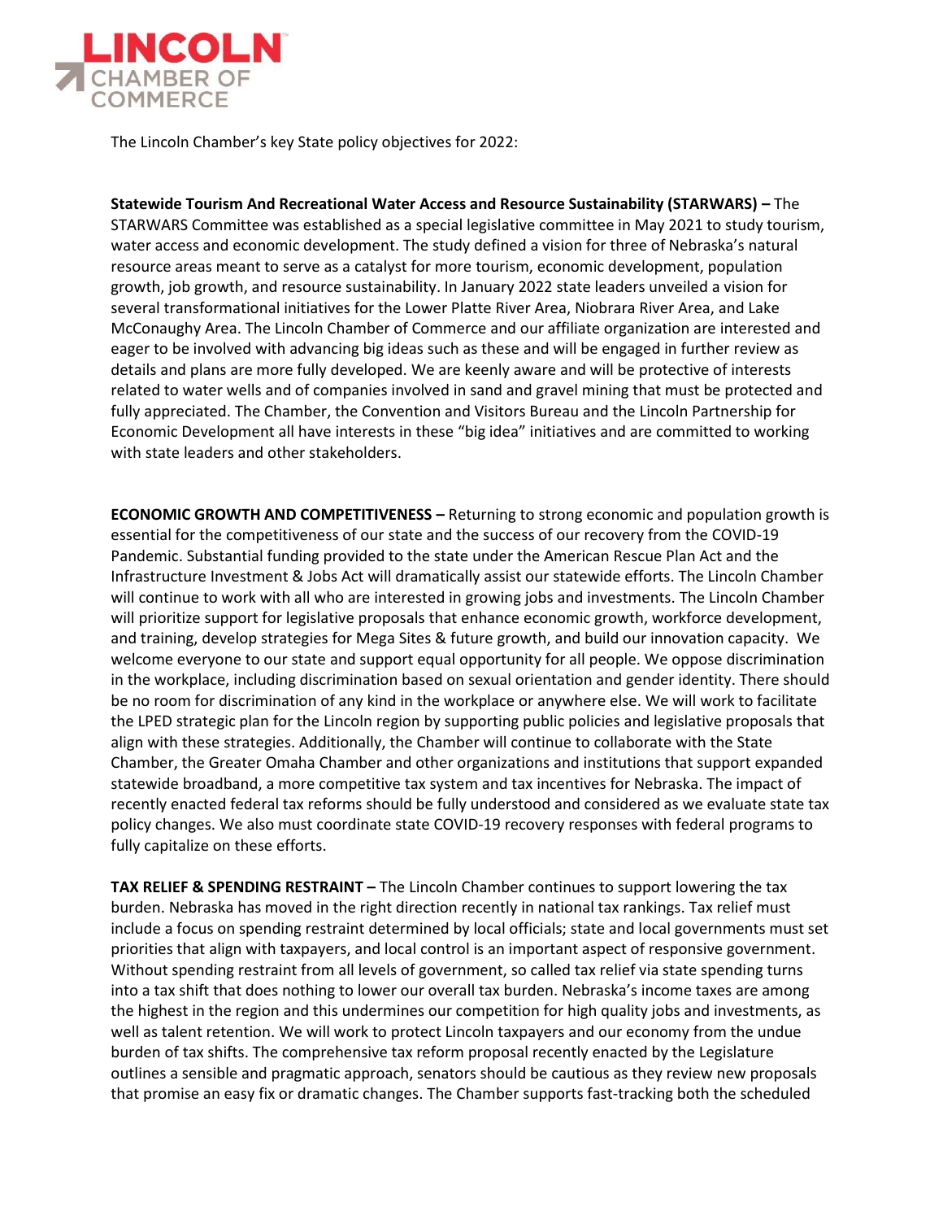# LINCOLN CHAMBER OF COMMERCE

The Lincoln Chamber's key State policy objectives for 2022:

**Statewide Tourism And Recreational Water Access and Resource Sustainability (STARWARS) –** The STARWARS Committee was established as a special legislative committee in May 2021 to study tourism, water access and economic development. The study defined a vision for three of Nebraska's natural resource areas meant to serve as a catalyst for more tourism, economic development, population growth, job growth, and resource sustainability. In January 2022 state leaders unveiled a vision for several transformational initiatives for the Lower Platte River Area, Niobrara River Area, and Lake McConaughy Area. The Lincoln Chamber of Commerce and our affiliate organization are interested and eager to be involved with advancing big ideas such as these and will be engaged in further review as details and plans are more fully developed. We are keenly aware and will be protective of interests related to water wells and of companies involved in sand and gravel mining that must be protected and fully appreciated. The Chamber, the Convention and Visitors Bureau and the Lincoln Partnership for Economic Development all have interests in these "big idea" initiatives and are committed to working with state leaders and other stakeholders.

**ECONOMIC GROWTH AND COMPETITIVENESS –** Returning to strong economic and population growth is essential for the competitiveness of our state and the success of our recovery from the COVID-19 Pandemic. Substantial funding provided to the state under the American Rescue Plan Act and the Infrastructure Investment & Jobs Act will dramatically assist our statewide efforts. The Lincoln Chamber will continue to work with all who are interested in growing jobs and investments. The Lincoln Chamber will prioritize support for legislative proposals that enhance economic growth, workforce development, and training, develop strategies for Mega Sites & future growth, and build our innovation capacity. We welcome everyone to our state and support equal opportunity for all people. We oppose discrimination in the workplace, including discrimination based on sexual orientation and gender identity. There should be no room for discrimination of any kind in the workplace or anywhere else. We will work to facilitate the LPED strategic plan for the Lincoln region by supporting public policies and legislative proposals that align with these strategies. Additionally, the Chamber will continue to collaborate with the State Chamber, the Greater Omaha Chamber and other organizations and institutions that support expanded statewide broadband, a more competitive tax system and tax incentives for Nebraska. The impact of recently enacted federal tax reforms should be fully understood and considered as we evaluate state tax policy changes. We also must coordinate state COVID-19 recovery responses with federal programs to fully capitalize on these efforts.

**TAX RELIEF & SPENDING RESTRAINT –** The Lincoln Chamber continues to support lowering the tax burden. Nebraska has moved in the right direction recently in national tax rankings. Tax relief must include a focus on spending restraint determined by local officials; state and local governments must set priorities that align with taxpayers, and local control is an important aspect of responsive government. Without spending restraint from all levels of government, so called tax relief via state spending turns into a tax shift that does nothing to lower our overall tax burden. Nebraska's income taxes are among the highest in the region and this undermines our competition for high quality jobs and investments, as well as talent retention. We will work to protect Lincoln taxpayers and our economy from the undue burden of tax shifts. The comprehensive tax reform proposal recently enacted by the Legislature outlines a sensible and pragmatic approach, senators should be cautious as they review new proposals that promise an easy fix or dramatic changes. The Chamber supports fast-tracking both the scheduled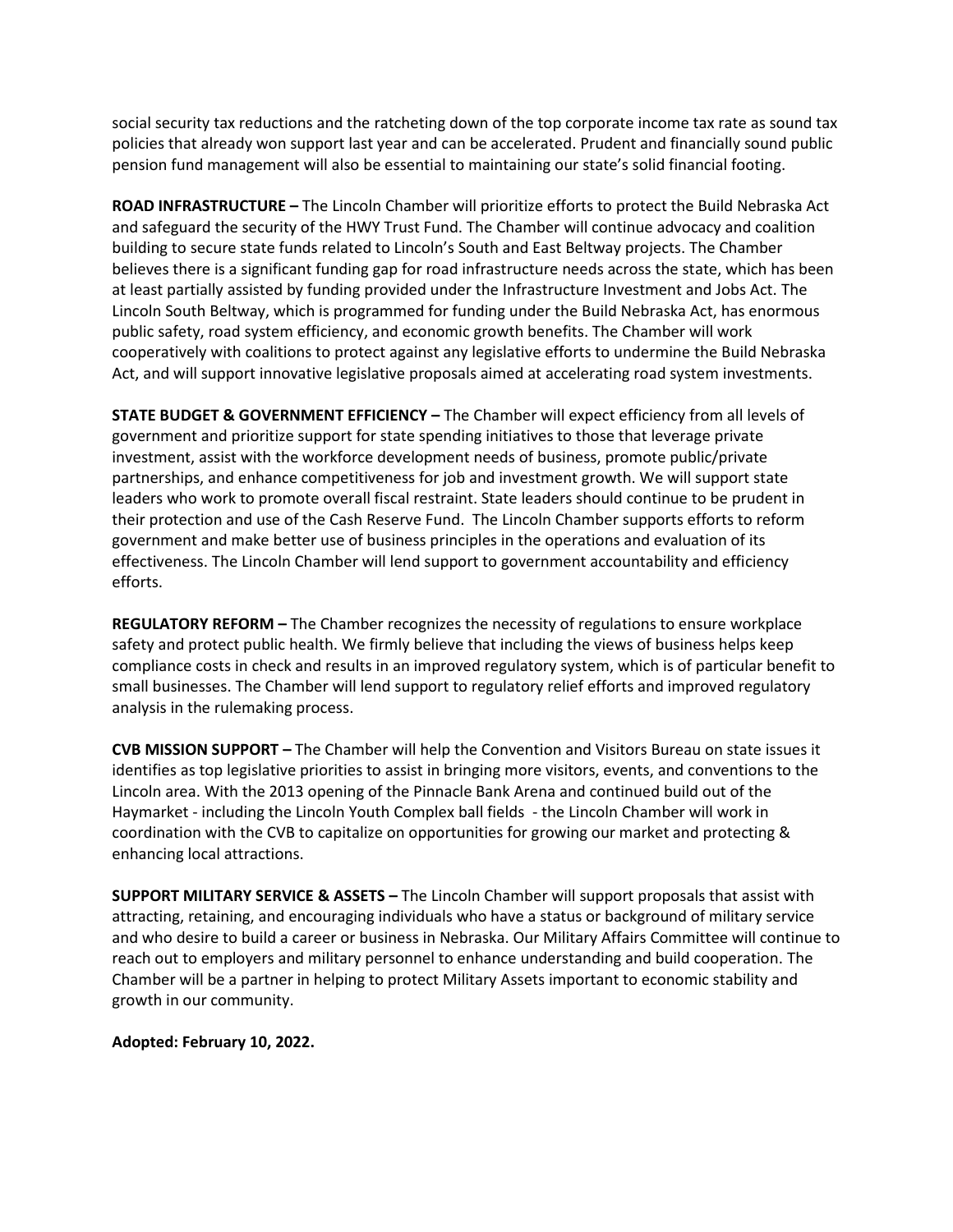social security tax reductions and the ratcheting down of the top corporate income tax rate as sound tax policies that already won support last year and can be accelerated. Prudent and financially sound public pension fund management will also be essential to maintaining our state's solid financial footing.

**ROAD INFRASTRUCTURE –** The Lincoln Chamber will prioritize efforts to protect the Build Nebraska Act and safeguard the security of the HWY Trust Fund. The Chamber will continue advocacy and coalition building to secure state funds related to Lincoln's South and East Beltway projects. The Chamber believes there is a significant funding gap for road infrastructure needs across the state, which has been at least partially assisted by funding provided under the Infrastructure Investment and Jobs Act. The Lincoln South Beltway, which is programmed for funding under the Build Nebraska Act, has enormous public safety, road system efficiency, and economic growth benefits. The Chamber will work cooperatively with coalitions to protect against any legislative efforts to undermine the Build Nebraska Act, and will support innovative legislative proposals aimed at accelerating road system investments.

**STATE BUDGET & GOVERNMENT EFFICIENCY –** The Chamber will expect efficiency from all levels of government and prioritize support for state spending initiatives to those that leverage private investment, assist with the workforce development needs of business, promote public/private partnerships, and enhance competitiveness for job and investment growth. We will support state leaders who work to promote overall fiscal restraint. State leaders should continue to be prudent in their protection and use of the Cash Reserve Fund. The Lincoln Chamber supports efforts to reform government and make better use of business principles in the operations and evaluation of its effectiveness. The Lincoln Chamber will lend support to government accountability and efficiency efforts.

**REGULATORY REFORM –** The Chamber recognizes the necessity of regulations to ensure workplace safety and protect public health. We firmly believe that including the views of business helps keep compliance costs in check and results in an improved regulatory system, which is of particular benefit to small businesses. The Chamber will lend support to regulatory relief efforts and improved regulatory analysis in the rulemaking process.

**CVB MISSION SUPPORT –** The Chamber will help the Convention and Visitors Bureau on state issues it identifies as top legislative priorities to assist in bringing more visitors, events, and conventions to the Lincoln area. With the 2013 opening of the Pinnacle Bank Arena and continued build out of the Haymarket - including the Lincoln Youth Complex ball fields - the Lincoln Chamber will work in coordination with the CVB to capitalize on opportunities for growing our market and protecting & enhancing local attractions.

**SUPPORT MILITARY SERVICE & ASSETS –** The Lincoln Chamber will support proposals that assist with attracting, retaining, and encouraging individuals who have a status or background of military service and who desire to build a career or business in Nebraska. Our Military Affairs Committee will continue to reach out to employers and military personnel to enhance understanding and build cooperation. The Chamber will be a partner in helping to protect Military Assets important to economic stability and growth in our community.

**Adopted: February 10, 2022.**